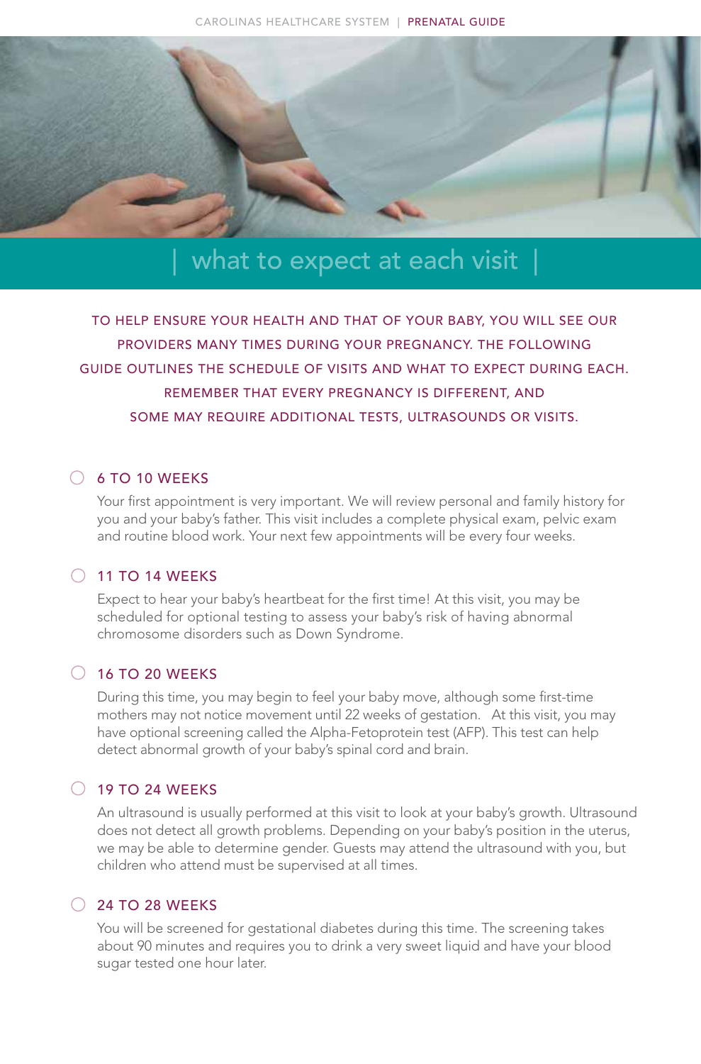# what to expect at each visit

TO HELP ENSURE YOUR HEALTH AND THAT OF YOUR BABY, YOU WILL SEE OUR PROVIDERS MANY TIMES DURING YOUR PREGNANCY. THE FOLLOWING GUIDE OUTLINES THE SCHEDULE OF VISITS AND WHAT TO EXPECT DURING EACH. REMEMBER THAT EVERY PREGNANCY IS DIFFERENT, AND SOME MAY REQUIRE ADDITIONAL TESTS, ULTRASOUNDS OR VISITS.

## 6 TO 10 WEEKS

Your first appointment is very important. We will review personal and family history for you and your baby's father. This visit includes a complete physical exam, pelvic exam and routine blood work. Your next few appointments will be every four weeks.

## 11 TO 14 WEEKS

Expect to hear your baby's heartbeat for the first time! At this visit, you may be scheduled for optional testing to assess your baby's risk of having abnormal chromosome disorders such as Down Syndrome.

## 16 TO 20 WEEKS

During this time, you may begin to feel your baby move, although some first-time mothers may not notice movement until 22 weeks of gestation. At this visit, you may have optional screening called the Alpha-Fetoprotein test (AFP). This test can help detect abnormal growth of your baby's spinal cord and brain.

## 19 TO 24 WEEKS

An ultrasound is usually performed at this visit to look at your baby's growth. Ultrasound does not detect all growth problems. Depending on your baby's position in the uterus, we may be able to determine gender. Guests may attend the ultrasound with you, but children who attend must be supervised at all times.

## 24 TO 28 WEEKS

You will be screened for gestational diabetes during this time. The screening takes about 90 minutes and requires you to drink a very sweet liquid and have your blood sugar tested one hour later.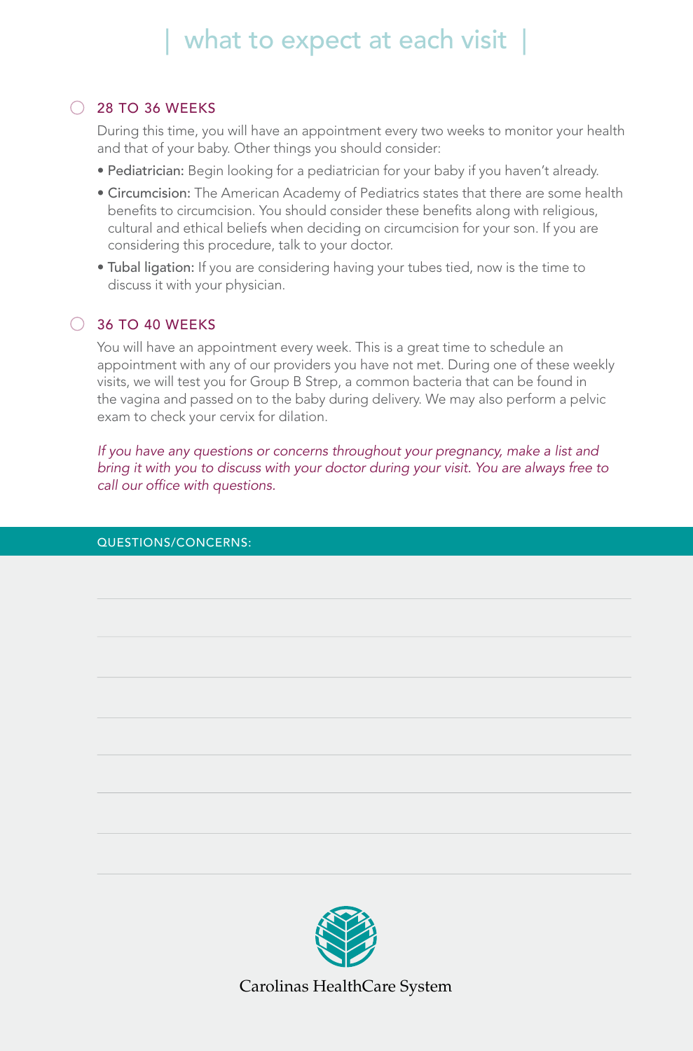# what to expect at each visit

## 28 TO 36 WEEKS

During this time, you will have an appointment every two weeks to monitor your health and that of your baby. Other things you should consider:

- **Pediatrician:** Begin looking for a pediatrician for your baby if you haven't already.
- **Circumcision:** The American Academy of Pediatrics states that there are some health benefits to circumcision. You should consider these benefits along with religious, cultural and ethical beliefs when deciding on circumcision for your son. If you are considering this procedure, talk to your doctor.
- **Tubal ligation:** If you are considering having your tubes tied, now is the time to discuss it with your physician.

## 36 TO 40 WEEKS

You will have an appointment every week. This is a great time to schedule an appointment with any of our providers you have not met. During one of these weekly visits, we will test you for Group B Strep, a common bacteria that can be found in the vagina and passed on to the baby during delivery. We may also perform a pelvic exam to check your cervix for dilation.

*If you have any questions or concerns throughout your pregnancy, make a list and bring it with you to discuss with your doctor during your visit. You are always free to call our office with questions.*

QUESTIONS/CONCERNS:

Carolinas HealthCare System